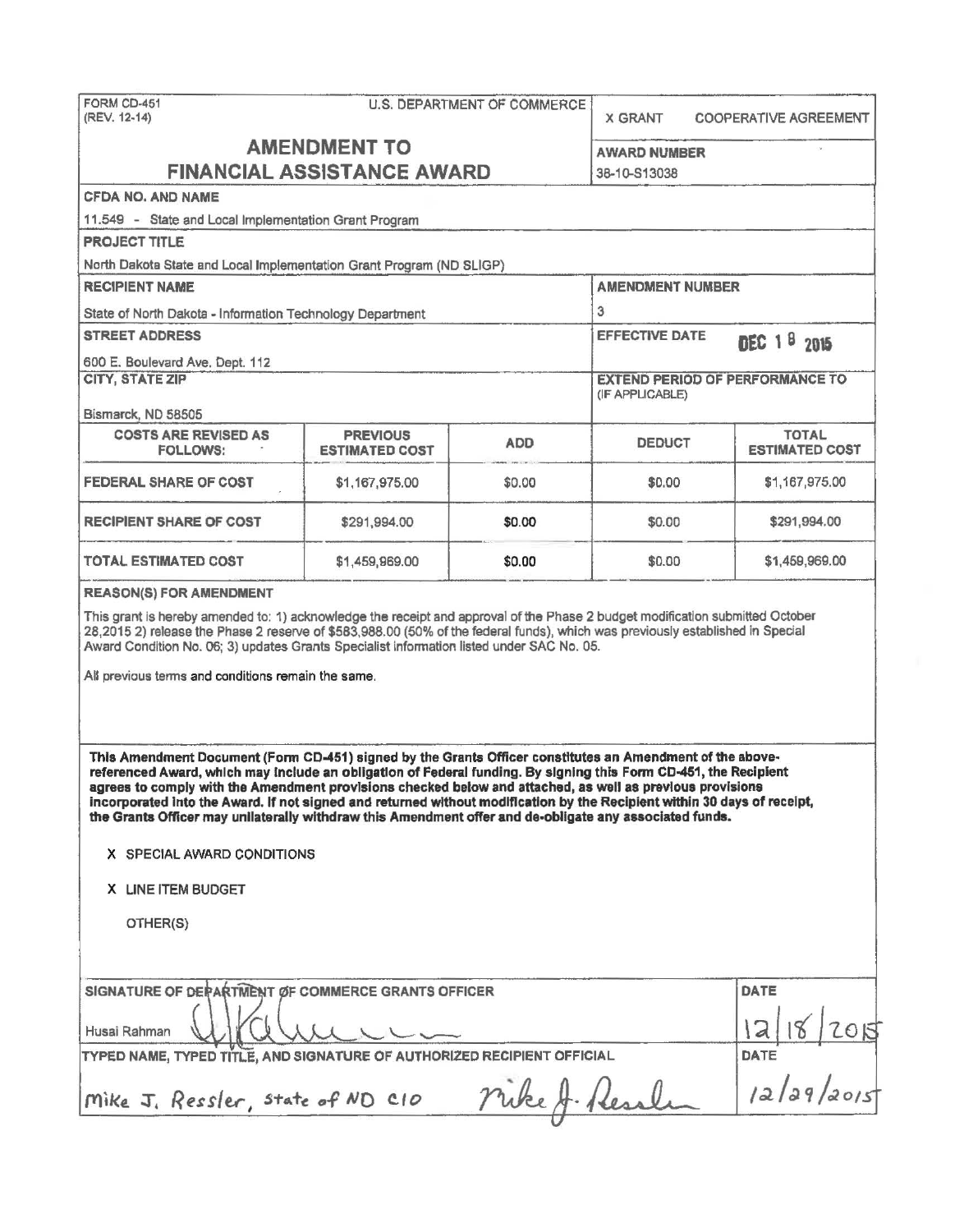FORM CD-451
(REV. 12-14)

U.S. DEPARTMENT OF COMMERCE

X GRANT    COOPERATIVE AGREEMENT

# AMENDMENT TO FINANCIAL ASSISTANCE AWARD

**AWARD NUMBER**
38-10-S13038

**CFDA NO. AND NAME**
11.549 - State and Local Implementation Grant Program

**PROJECT TITLE**
North Dakota State and Local Implementation Grant Program (ND SLIGP)

**RECIPIENT NAME**
State of North Dakota - Information Technology Department

**AMENDMENT NUMBER**
3

**STREET ADDRESS**
600 E. Boulevard Ave. Dept. 112

**EFFECTIVE DATE**
DEC 18 2015

**CITY, STATE ZIP**
Bismarck, ND 58505

**EXTEND PERIOD OF PERFORMANCE TO (IF APPLICABLE)**

| COSTS ARE REVISED AS FOLLOWS: | PREVIOUS ESTIMATED COST | ADD | DEDUCT | TOTAL ESTIMATED COST |
|---|---|---|---|---|
| FEDERAL SHARE OF COST | $1,167,975.00 | $0.00 | $0.00 | $1,167,975.00 |
| RECIPIENT SHARE OF COST | $291,994.00 | $0.00 | $0.00 | $291,994.00 |
| TOTAL ESTIMATED COST | $1,459,969.00 | $0.00 | $0.00 | $1,459,969.00 |

**REASON(S) FOR AMENDMENT**

This grant is hereby amended to: 1) acknowledge the receipt and approval of the Phase 2 budget modification submitted October 28,2015 2) release the Phase 2 reserve of $583,988.00 (50% of the federal funds), which was previously established in Special Award Condition No. 06; 3) updates Grants Specialist information listed under SAC No. 05.

All previous terms and conditions remain the same.

**This Amendment Document (Form CD-451) signed by the Grants Officer constitutes an Amendment of the above-referenced Award, which may include an obligation of Federal funding. By signing this Form CD-451, the Recipient agrees to comply with the Amendment provisions checked below and attached, as well as previous provisions incorporated into the Award. If not signed and returned without modification by the Recipient within 30 days of receipt, the Grants Officer may unilaterally withdraw this Amendment offer and de-obligate any associated funds.**

X SPECIAL AWARD CONDITIONS

X LINE ITEM BUDGET

OTHER(S)

**SIGNATURE OF DEPARTMENT OF COMMERCE GRANTS OFFICER**
Husai Rahman

**DATE**
12/18/2015

**TYPED NAME, TYPED TITLE, AND SIGNATURE OF AUTHORIZED RECIPIENT OFFICIAL**
Mike J. Ressler, State of ND CIO    Mike J. Ressler

**DATE**
12/29/2015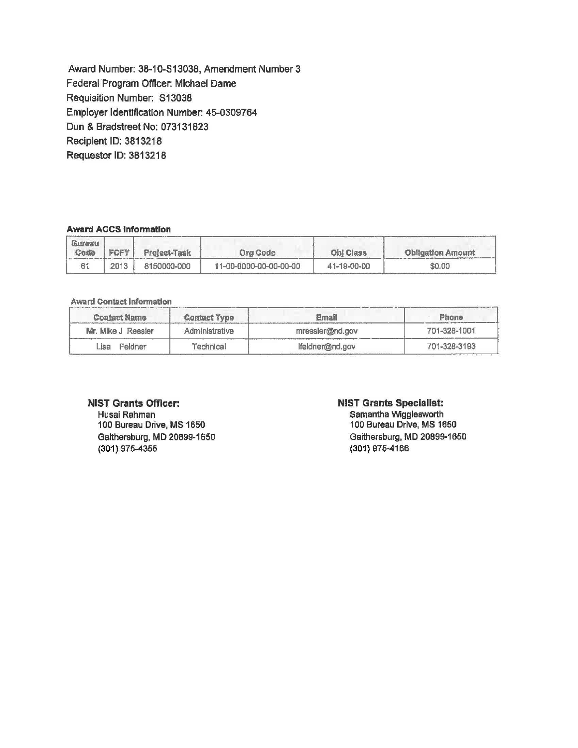Award Number: 38-10-S13038, Amendment Number 3
Federal Program Officer: Michael Dame
Requisition Number: S13038
Employer Identification Number: 45-0309764
Dun & Bradstreet No: 073131823
Recipient ID: 3813218
Requestor ID: 3813218

**Award ACCS Information**

| Bureau Code | FCFY | Project-Task | Org Code | Obj Class | Obligation Amount |
|---|---|---|---|---|---|
| 61 | 2013 | 8150000-000 | 11-00-0000-00-00-00-00 | 41-19-00-00 | $0.00 |

**Award Contact Information**

| Contact Name | Contact Type | Email | Phone |
|---|---|---|---|
| Mr. Mike J Ressler | Administrative | mressler@nd.gov | 701-328-1001 |
| Lisa Feldner | Technical | lfeldner@nd.gov | 701-328-3193 |

**NIST Grants Officer:**
Husai Rahman
100 Bureau Drive, MS 1650
Gaithersburg, MD 20899-1650
(301) 975-4355

**NIST Grants Specialist:**
Samantha Wigglesworth
100 Bureau Drive, MS 1650
Gaithersburg, MD 20899-1650
(301) 975-4166